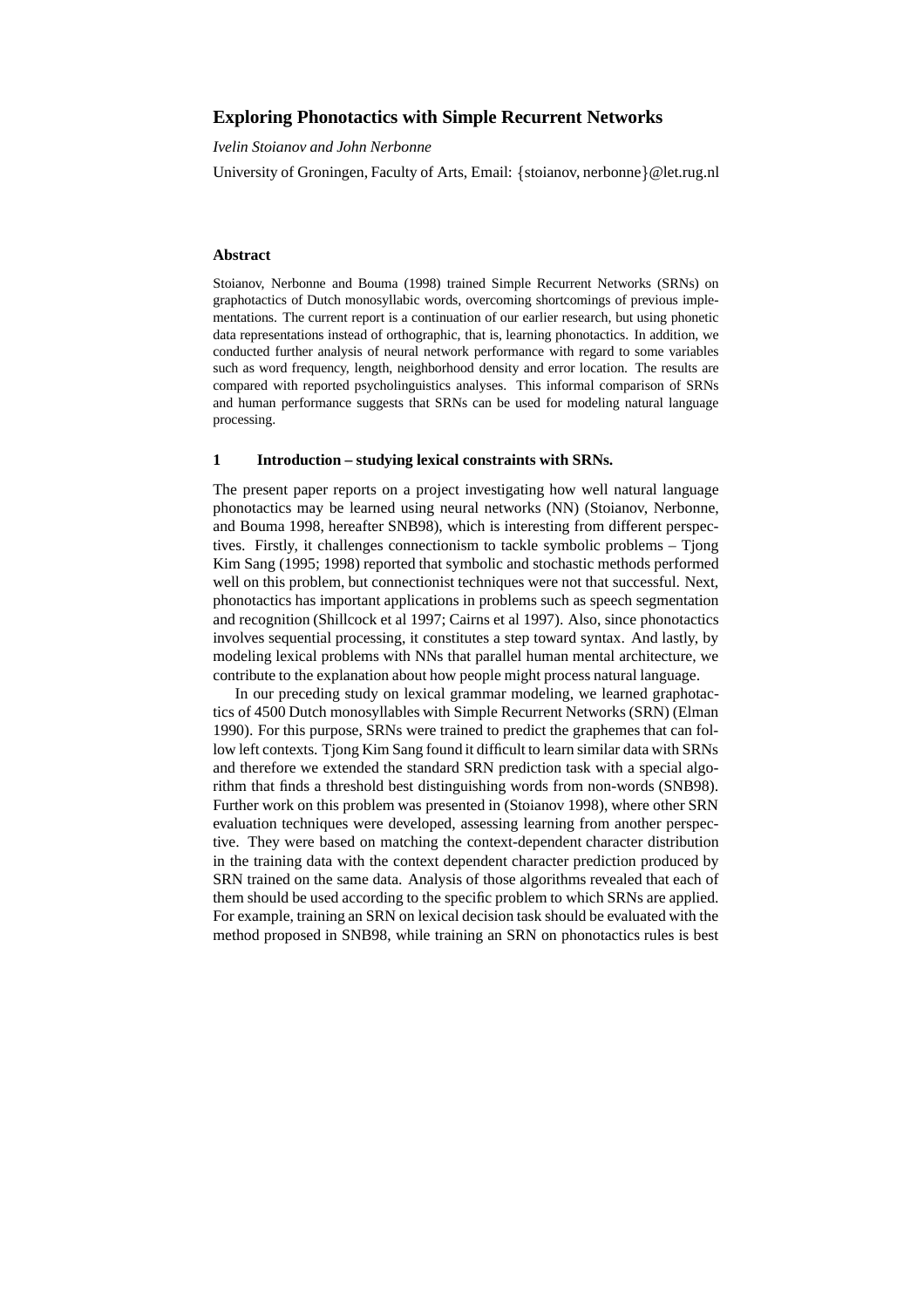# Exploring Phonotactics with Simple Recurrent Networks

*Ivelin Stoianov and John Nerbonne*

University of Groningen, Faculty of Arts, Email: {stoianov, nerbonne}@let.rug.nl

### Abstract

Stoianov, Nerbonne and Bouma (1998) trained Simple Recurrent Networks (SRNs) on graphotactics of Dutch monosyllabic words, overcoming shortcomings of previous implementations. The current report is a continuation of our earlier research, but using phonetic data representations instead of orthographic, that is, learning phonotactics. In addition, we conducted further analysis of neural network performance with regard to some variables such as word frequency, length, neighborhood density and error location. The results are compared with reported psycholinguistics analyses. This informal comparison of SRNs and human performance suggests that SRNs can be used for modeling natural language processing.

## 1 Introduction – studying lexical constraints with SRNs.

The present paper reports on a project investigating how well natural language phonotactics may be learned using neural networks (NN) (Stoianov, Nerbonne, and Bouma 1998, hereafter SNB98), which is interesting from different perspectives. Firstly, it challenges connectionism to tackle symbolic problems – Tjong Kim Sang (1995; 1998) reported that symbolic and stochastic methods performed well on this problem, but connectionist techniques were not that successful. Next, phonotactics has important applications in problems such as speech segmentation and recognition (Shillcock et al 1997; Cairns et al 1997). Also, since phonotactics involves sequential processing, it constitutes a step toward syntax. And lastly, by modeling lexical problems with NNs that parallel human mental architecture, we contribute to the explanation about how people might process natural language.

In our preceding study on lexical grammar modeling, we learned graphotactics of 4500 Dutch monosyllables with Simple Recurrent Networks (SRN) (Elman 1990). For this purpose, SRNs were trained to predict the graphemes that can follow left contexts. Tjong Kim Sang found it difficult to learn similar data with SRNs and therefore we extended the standard SRN prediction task with a special algorithm that finds a threshold best distinguishing words from non-words (SNB98). Further work on this problem was presented in (Stoianov 1998), where other SRN evaluation techniques were developed, assessing learning from another perspective. They were based on matching the context-dependent character distribution in the training data with the context dependent character prediction produced by SRN trained on the same data. Analysis of those algorithms revealed that each of them should be used according to the specific problem to which SRNs are applied. For example, training an SRN on lexical decision task should be evaluated with the method proposed in SNB98, while training an SRN on phonotactics rules is best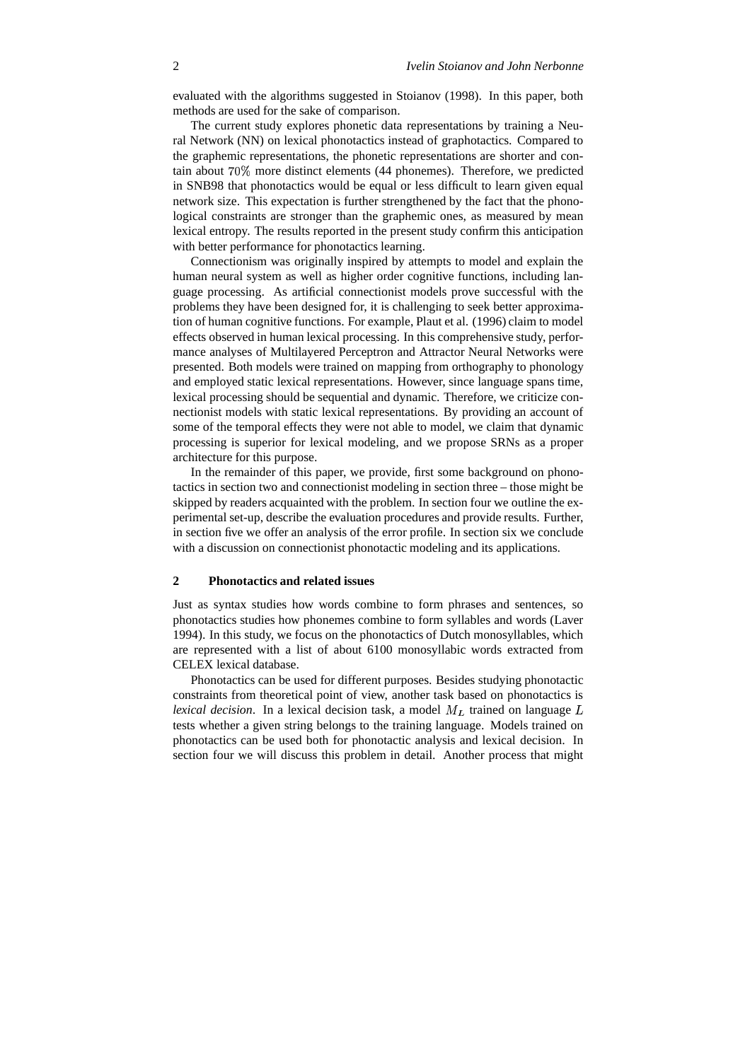evaluated with the algorithms suggested in Stoianov (1998). In this paper, both methods are used for the sake of comparison.

The current study explores phonetic data representations by training a Neural Network (NN) on lexical phonotactics instead of graphotactics. Compared to the graphemic representations, the phonetic representations are shorter and contain about $70\%$ more distinct elements (44 phonemes). Therefore, we predicted in SNB98 that phonotactics would be equal or less difficult to learn given equal network size. This expectation is further strengthened by the fact that the phonological constraints are stronger than the graphemic ones, as measured by mean lexical entropy. The results reported in the present study confirm this anticipation with better performance for phonotactics learning.

Connectionism was originally inspired by attempts to model and explain the human neural system as well as higher order cognitive functions, including language processing. As artificial connectionist models prove successful with the problems they have been designed for, it is challenging to seek better approximation of human cognitive functions. For example, Plaut et al. (1996) claim to model effects observed in human lexical processing. In this comprehensive study, performance analyses of Multilayered Perceptron and Attractor Neural Networks were presented. Both models were trained on mapping from orthography to phonology and employed static lexical representations. However, since language spans time, lexical processing should be sequential and dynamic. Therefore, we criticize connectionist models with static lexical representations. By providing an account of some of the temporal effects they were not able to model, we claim that dynamic processing is superior for lexical modeling, and we propose SRNs as a proper architecture for this purpose.

In the remainder of this paper, we provide, first some background on phonotactics in section two and connectionist modeling in section three – those might be skipped by readers acquainted with the problem. In section four we outline the experimental set-up, describe the evaluation procedures and provide results. Further, in section five we offer an analysis of the error profile. In section six we conclude with a discussion on connectionist phonotactic modeling and its applications.

## 2 Phonotactics and related issues

Just as syntax studies how words combine to form phrases and sentences, so phonotactics studies how phonemes combine to form syllables and words (Laver 1994). In this study, we focus on the phonotactics of Dutch monosyllables, which are represented with a list of about 6100 monosyllabic words extracted from CELEX lexical database.

Phonotactics can be used for different purposes. Besides studying phonotactic constraints from theoretical point of view, another task based on phonotactics is *lexical decision*. In a lexical decision task, a model $M_L$ trained on language $L$ tests whether a given string belongs to the training language. Models trained on phonotactics can be used both for phonotactic analysis and lexical decision. In section four we will discuss this problem in detail. Another process that might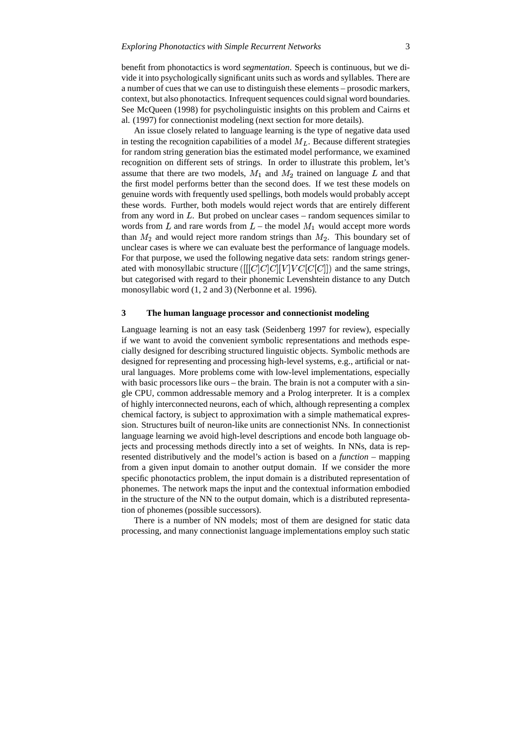benefit from phonotactics is word *segmentation*. Speech is continuous, but we divide it into psychologically significant units such as words and syllables. There are a number of cues that we can use to distinguish these elements – prosodic markers, context, but also phonotactics. Infrequent sequences could signal word boundaries. See McQueen (1998) for psycholinguistic insights on this problem and Cairns et al. (1997) for connectionist modeling (next section for more details).

An issue closely related to language learning is the type of negative data used in testing the recognition capabilities of a model $M_L$. Because different strategies for random string generation bias the estimated model performance, we examined recognition on different sets of strings. In order to illustrate this problem, let's assume that there are two models, $M_1$ and $M_2$ trained on language $L$ and that the first model performs better than the second does. If we test these models on genuine words with frequently used spellings, both models would probably accept these words. Further, both models would reject words that are entirely different from any word in $L$. But probed on unclear cases – random sequences similar to words from $L$ and rare words from $L$ – the model $M_1$ would accept more words than $M_2$ and would reject more random strings than $M_2$. This boundary set of unclear cases is where we can evaluate best the performance of language models. For that purpose, we used the following negative data sets: random strings generated with monosyllabic structure ($[[[C]C]C][V]VC[C[C]]$) and the same strings, but categorised with regard to their phonemic Levenshtein distance to any Dutch monosyllabic word (1, 2 and 3) (Nerbonne et al. 1996).

## 3 The human language processor and connectionist modeling

Language learning is not an easy task (Seidenberg 1997 for review), especially if we want to avoid the convenient symbolic representations and methods especially designed for describing structured linguistic objects. Symbolic methods are designed for representing and processing high-level systems, e.g., artificial or natural languages. More problems come with low-level implementations, especially with basic processors like ours – the brain. The brain is not a computer with a single CPU, common addressable memory and a Prolog interpreter. It is a complex of highly interconnected neurons, each of which, although representing a complex chemical factory, is subject to approximation with a simple mathematical expression. Structures built of neuron-like units are connectionist NNs. In connectionist language learning we avoid high-level descriptions and encode both language objects and processing methods directly into a set of weights. In NNs, data is represented distributively and the model's action is based on a *function* – mapping from a given input domain to another output domain. If we consider the more specific phonotactics problem, the input domain is a distributed representation of phonemes. The network maps the input and the contextual information embodied in the structure of the NN to the output domain, which is a distributed representation of phonemes (possible successors).

There is a number of NN models; most of them are designed for static data processing, and many connectionist language implementations employ such static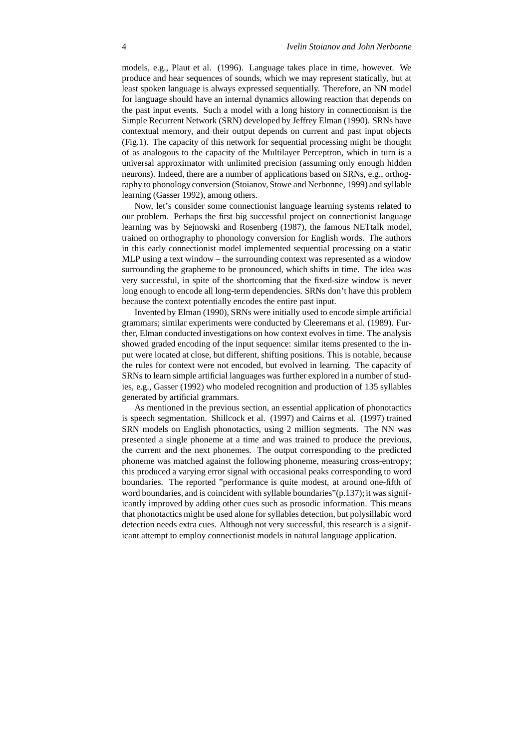models, e.g., Plaut et al. (1996). Language takes place in time, however. We produce and hear sequences of sounds, which we may represent statically, but at least spoken language is always expressed sequentially. Therefore, an NN model for language should have an internal dynamics allowing reaction that depends on the past input events. Such a model with a long history in connectionism is the Simple Recurrent Network (SRN) developed by Jeffrey Elman (1990). SRNs have contextual memory, and their output depends on current and past input objects (Fig.1). The capacity of this network for sequential processing might be thought of as analogous to the capacity of the Multilayer Perceptron, which in turn is a universal approximator with unlimited precision (assuming only enough hidden neurons). Indeed, there are a number of applications based on SRNs, e.g., orthography to phonology conversion (Stoianov, Stowe and Nerbonne, 1999) and syllable learning (Gasser 1992), among others.

Now, let's consider some connectionist language learning systems related to our problem. Perhaps the first big successful project on connectionist language learning was by Sejnowski and Rosenberg (1987), the famous NETtalk model, trained on orthography to phonology conversion for English words. The authors in this early connectionist model implemented sequential processing on a static MLP using a text window – the surrounding context was represented as a window surrounding the grapheme to be pronounced, which shifts in time. The idea was very successful, in spite of the shortcoming that the fixed-size window is never long enough to encode all long-term dependencies. SRNs don't have this problem because the context potentially encodes the entire past input.

Invented by Elman (1990), SRNs were initially used to encode simple artificial grammars; similar experiments were conducted by Cleeremans et al. (1989). Further, Elman conducted investigations on how context evolves in time. The analysis showed graded encoding of the input sequence: similar items presented to the input were located at close, but different, shifting positions. This is notable, because the rules for context were not encoded, but evolved in learning. The capacity of SRNs to learn simple artificial languages was further explored in a number of studies, e.g., Gasser (1992) who modeled recognition and production of 135 syllables generated by artificial grammars.

As mentioned in the previous section, an essential application of phonotactics is speech segmentation. Shillcock et al. (1997) and Cairns et al. (1997) trained SRN models on English phonotactics, using 2 million segments. The NN was presented a single phoneme at a time and was trained to produce the previous, the current and the next phonemes. The output corresponding to the predicted phoneme was matched against the following phoneme, measuring cross-entropy; this produced a varying error signal with occasional peaks corresponding to word boundaries. The reported "performance is quite modest, at around one-fifth of word boundaries, and is coincident with syllable boundaries"(p.137); it was significantly improved by adding other cues such as prosodic information. This means that phonotactics might be used alone for syllables detection, but polysyllabic word detection needs extra cues. Although not very successful, this research is a significant attempt to employ connectionist models in natural language application.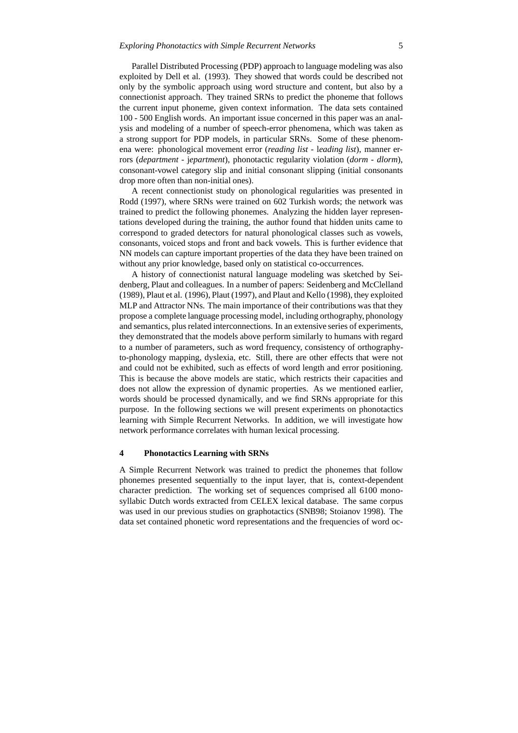Parallel Distributed Processing (PDP) approach to language modeling was also exploited by Dell et al. (1993). They showed that words could be described not only by the symbolic approach using word structure and content, but also by a connectionist approach. They trained SRNs to predict the phoneme that follows the current input phoneme, given context information. The data sets contained 100 - 500 English words. An important issue concerned in this paper was an analysis and modeling of a number of speech-error phenomena, which was taken as a strong support for PDP models, in particular SRNs. Some of these phenomena were: phonological movement error (*reading list* - l*eading list*), manner errors (*department* - j*epartment*), phonotactic regularity violation (*dorm* - *dlorm*), consonant-vowel category slip and initial consonant slipping (initial consonants drop more often than non-initial ones).

A recent connectionist study on phonological regularities was presented in Rodd (1997), where SRNs were trained on 602 Turkish words; the network was trained to predict the following phonemes. Analyzing the hidden layer representations developed during the training, the author found that hidden units came to correspond to graded detectors for natural phonological classes such as vowels, consonants, voiced stops and front and back vowels. This is further evidence that NN models can capture important properties of the data they have been trained on without any prior knowledge, based only on statistical co-occurrences.

A history of connectionist natural language modeling was sketched by Seidenberg, Plaut and colleagues. In a number of papers: Seidenberg and McClelland (1989), Plaut et al. (1996), Plaut (1997), and Plaut and Kello (1998), they exploited MLP and Attractor NNs. The main importance of their contributions was that they propose a complete language processing model, including orthography, phonology and semantics, plus related interconnections. In an extensive series of experiments, they demonstrated that the models above perform similarly to humans with regard to a number of parameters, such as word frequency, consistency of orthography-to-phonology mapping, dyslexia, etc. Still, there are other effects that were not and could not be exhibited, such as effects of word length and error positioning. This is because the above models are static, which restricts their capacities and does not allow the expression of dynamic properties. As we mentioned earlier, words should be processed dynamically, and we find SRNs appropriate for this purpose. In the following sections we will present experiments on phonotactics learning with Simple Recurrent Networks. In addition, we will investigate how network performance correlates with human lexical processing.

## 4 Phonotactics Learning with SRNs

A Simple Recurrent Network was trained to predict the phonemes that follow phonemes presented sequentially to the input layer, that is, context-dependent character prediction. The working set of sequences comprised all 6100 monosyllabic Dutch words extracted from CELEX lexical database. The same corpus was used in our previous studies on graphotactics (SNB98; Stoianov 1998). The data set contained phonetic word representations and the frequencies of word oc-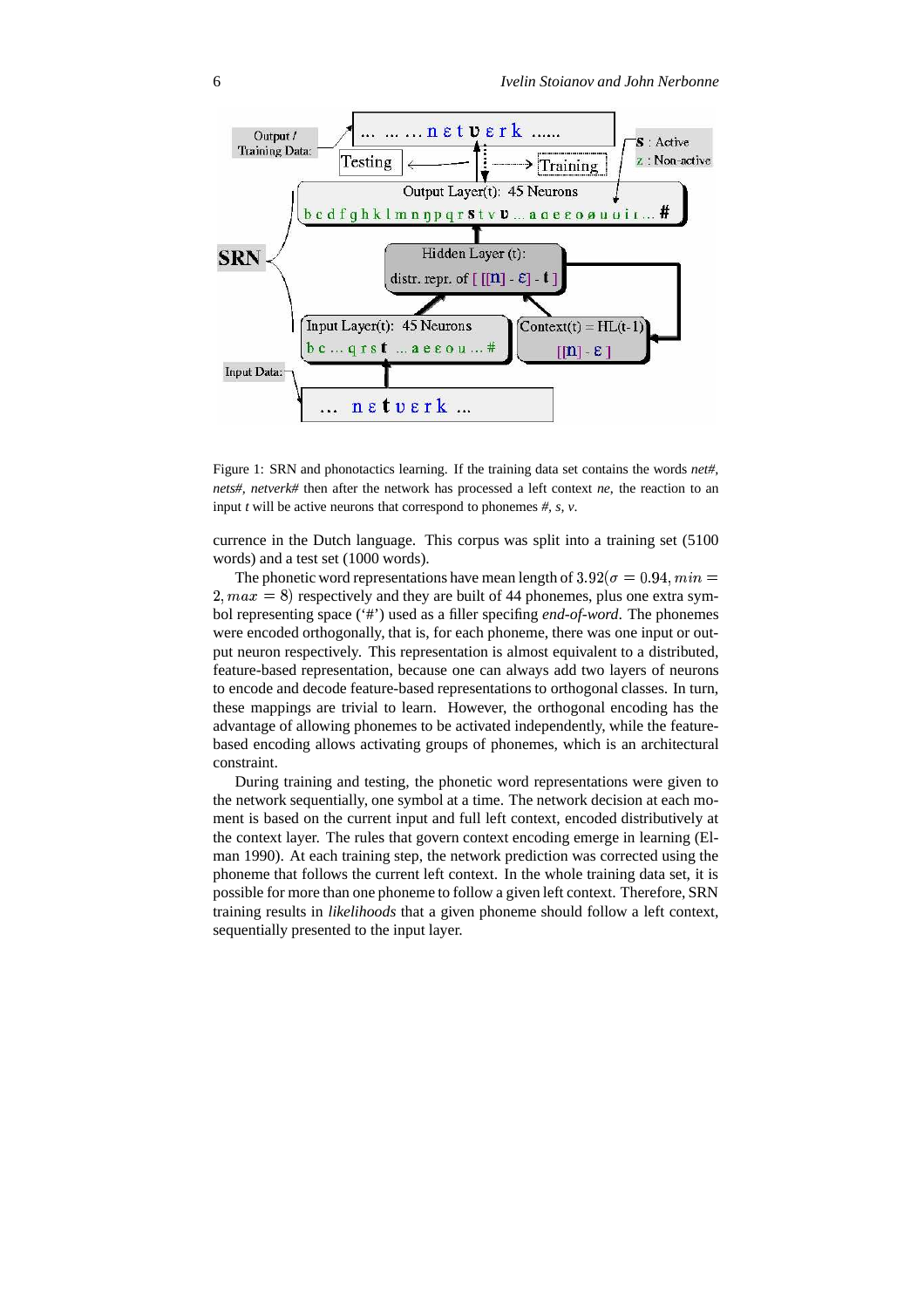Figure 1: SRN and phonotactics learning. If the training data set contains the words *net#*, *nets#*, *netverk#* then after the network has processed a left context *ne*, the reaction to an input *t* will be active neurons that correspond to phonemes *#*, *s*, *v*.

currence in the Dutch language. This corpus was split into a training set (5100 words) and a test set (1000 words).

The phonetic word representations have mean length of $3.92(\sigma = 0.94, min = 2, max = 8)$ respectively and they are built of 44 phonemes, plus one extra symbol representing space ('#') used as a filler specifing *end-of-word*. The phonemes were encoded orthogonally, that is, for each phoneme, there was one input or output neuron respectively. This representation is almost equivalent to a distributed, feature-based representation, because one can always add two layers of neurons to encode and decode feature-based representations to orthogonal classes. In turn, these mappings are trivial to learn. However, the orthogonal encoding has the advantage of allowing phonemes to be activated independently, while the feature-based encoding allows activating groups of phonemes, which is an architectural constraint.

During training and testing, the phonetic word representations were given to the network sequentially, one symbol at a time. The network decision at each moment is based on the current input and full left context, encoded distributively at the context layer. The rules that govern context encoding emerge in learning (Elman 1990). At each training step, the network prediction was corrected using the phoneme that follows the current left context. In the whole training data set, it is possible for more than one phoneme to follow a given left context. Therefore, SRN training results in *likelihoods* that a given phoneme should follow a left context, sequentially presented to the input layer.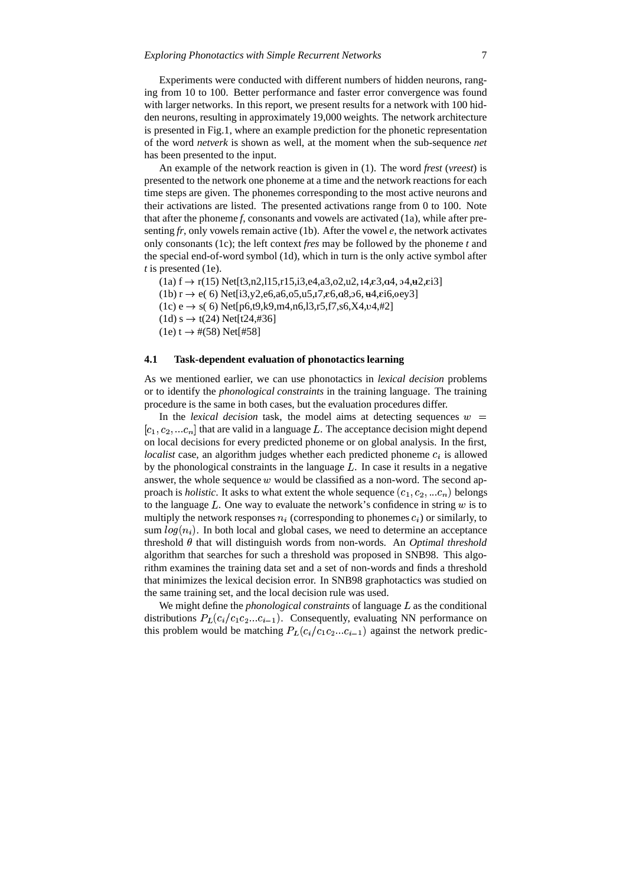Experiments were conducted with different numbers of hidden neurons, ranging from 10 to 100. Better performance and faster error convergence was found with larger networks. In this report, we present results for a network with 100 hidden neurons, resulting in approximately 19,000 weights. The network architecture is presented in Fig.1, where an example prediction for the phonetic representation of the word *netverk* is shown as well, at the moment when the sub-sequence *net* has been presented to the input.

An example of the network reaction is given in (1). The word *frest* (*vreest*) is presented to the network one phoneme at a time and the network reactions for each time steps are given. The phonemes corresponding to the most active neurons and their activations are listed. The presented activations range from 0 to 100. Note that after the phoneme *f*, consonants and vowels are activated (1a), while after presenting *fr*, only vowels remain active (1b). After the vowel *e*, the network activates only consonants (1c); the left context *fres* may be followed by the phoneme *t* and the special end-of-word symbol (1d), which in turn is the only active symbol after *t* is presented (1e).

(1a) f → r(15) Net[t3,n2,l15,r15,i3,e4,a3,o2,u2,ɪ4,ɛ3,ɑ4,ɔ4,ʉ2,ɛi3]
(1b) r → e( 6) Net[i3,y2,e6,a6,o5,u5,ɪ7,ɛ6,ɑ8,ɔ6,ʉ4,ɛi6,oey3]
(1c) e → s( 6) Net[p6,t9,k9,m4,n6,l3,r5,f7,s6,X4,ʋ4,#2]
(1d) s → t(24) Net[t24,#36]
(1e) t → #(58) Net[#58]

### 4.1 Task-dependent evaluation of phonotactics learning

As we mentioned earlier, we can use phonotactics in *lexical decision* problems or to identify the *phonological constraints* in the training language. The training procedure is the same in both cases, but the evaluation procedures differ.

In the *lexical decision* task, the model aims at detecting sequences $w = [c_1, c_2, ...c_n]$ that are valid in a language $L$. The acceptance decision might depend on local decisions for every predicted phoneme or on global analysis. In the first, *localist* case, an algorithm judges whether each predicted phoneme $c_i$ is allowed by the phonological constraints in the language $L$. In case it results in a negative answer, the whole sequence $w$ would be classified as a non-word. The second approach is *holistic*. It asks to what extent the whole sequence $(c_1, c_2, ...c_n)$ belongs to the language $L$. One way to evaluate the network's confidence in string $w$ is to multiply the network responses $n_i$ (corresponding to phonemes $c_i$) or similarly, to sum $log(n_i)$. In both local and global cases, we need to determine an acceptance threshold $\theta$ that will distinguish words from non-words. An *Optimal threshold* algorithm that searches for such a threshold was proposed in SNB98. This algorithm examines the training data set and a set of non-words and finds a threshold that minimizes the lexical decision error. In SNB98 graphotactics was studied on the same training set, and the local decision rule was used.

We might define the *phonological constraints* of language $L$ as the conditional distributions $P_L(c_i/c_1c_2...c_{i-1})$. Consequently, evaluating NN performance on this problem would be matching $P_L(c_i/c_1c_2...c_{i-1})$ against the network predic-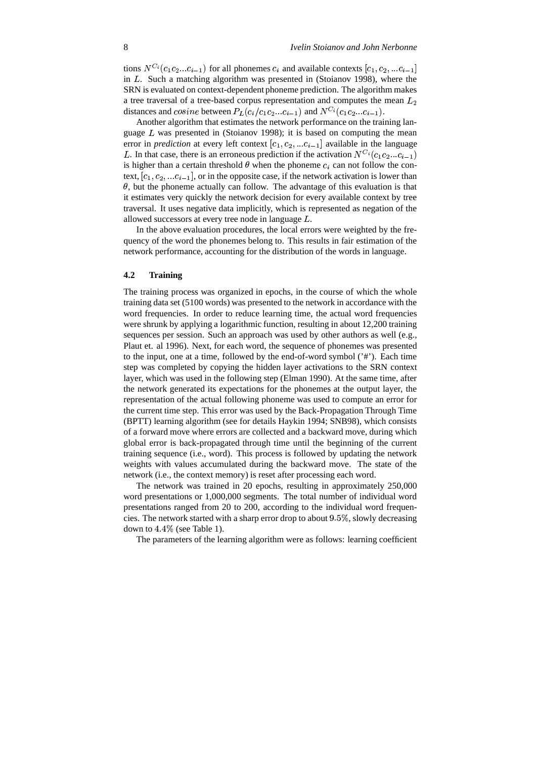tions $N^{C_i}(c_1c_2...c_{i-1})$ for all phonemes $c_i$ and available contexts $[c_1, c_2, ...c_{i-1}]$ in $L$. Such a matching algorithm was presented in (Stoianov 1998), where the SRN is evaluated on context-dependent phoneme prediction. The algorithm makes a tree traversal of a tree-based corpus representation and computes the mean $L_2$ distances and $cosine$ between $P_L(c_i/c_1c_2...c_{i-1})$ and $N^{C_i}(c_1c_2...c_{i-1})$.

Another algorithm that estimates the network performance on the training language $L$ was presented in (Stoianov 1998); it is based on computing the mean error in *prediction* at every left context $[c_1, c_2, ...c_{i-1}]$ available in the language $L$. In that case, there is an erroneous prediction if the activation $N^{C_i}(c_1c_2...c_{i-1})$ is higher than a certain threshold $\theta$ when the phoneme $c_i$ can not follow the context, $[c_1, c_2, ...c_{i-1}]$, or in the opposite case, if the network activation is lower than $\theta$, but the phoneme actually can follow. The advantage of this evaluation is that it estimates very quickly the network decision for every available context by tree traversal. It uses negative data implicitly, which is represented as negation of the allowed successors at every tree node in language $L$.

In the above evaluation procedures, the local errors were weighted by the frequency of the word the phonemes belong to. This results in fair estimation of the network performance, accounting for the distribution of the words in language.

### 4.2 Training

The training process was organized in epochs, in the course of which the whole training data set (5100 words) was presented to the network in accordance with the word frequencies. In order to reduce learning time, the actual word frequencies were shrunk by applying a logarithmic function, resulting in about 12,200 training sequences per session. Such an approach was used by other authors as well (e.g., Plaut et. al 1996). Next, for each word, the sequence of phonemes was presented to the input, one at a time, followed by the end-of-word symbol ('#'). Each time step was completed by copying the hidden layer activations to the SRN context layer, which was used in the following step (Elman 1990). At the same time, after the network generated its expectations for the phonemes at the output layer, the representation of the actual following phoneme was used to compute an error for the current time step. This error was used by the Back-Propagation Through Time (BPTT) learning algorithm (see for details Haykin 1994; SNB98), which consists of a forward move where errors are collected and a backward move, during which global error is back-propagated through time until the beginning of the current training sequence (i.e., word). This process is followed by updating the network weights with values accumulated during the backward move. The state of the network (i.e., the context memory) is reset after processing each word.

The network was trained in 20 epochs, resulting in approximately 250,000 word presentations or 1,000,000 segments. The total number of individual word presentations ranged from 20 to 200, according to the individual word frequencies. The network started with a sharp error drop to about $9.5\%$, slowly decreasing down to $4.4\%$ (see Table 1).

The parameters of the learning algorithm were as follows: learning coefficient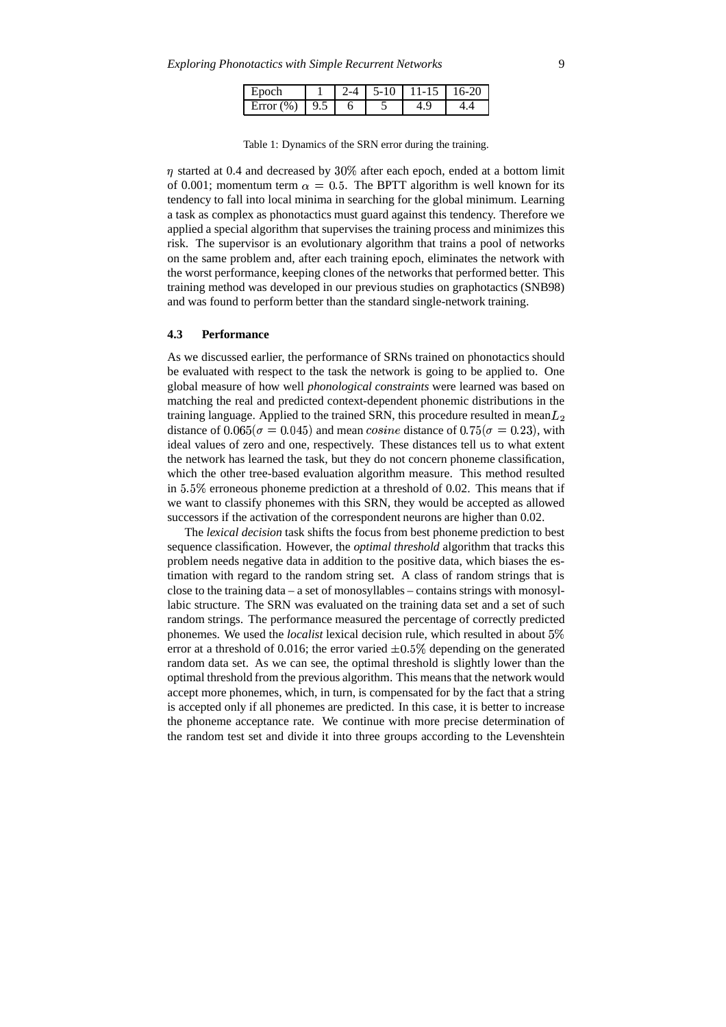| Epoch | 1 | 2-4 | 5-10 | 11-15 | 16-20 |
|---|---|---|---|---|---|
| Error (%) | 9.5 | 6 | 5 | 4.9 | 4.4 |

Table 1: Dynamics of the SRN error during the training.

$\eta$ started at 0.4 and decreased by $30\%$ after each epoch, ended at a bottom limit of 0.001; momentum term $\alpha = 0.5$. The BPTT algorithm is well known for its tendency to fall into local minima in searching for the global minimum. Learning a task as complex as phonotactics must guard against this tendency. Therefore we applied a special algorithm that supervises the training process and minimizes this risk. The supervisor is an evolutionary algorithm that trains a pool of networks on the same problem and, after each training epoch, eliminates the network with the worst performance, keeping clones of the networks that performed better. This training method was developed in our previous studies on graphotactics (SNB98) and was found to perform better than the standard single-network training.

### 4.3 Performance

As we discussed earlier, the performance of SRNs trained on phonotactics should be evaluated with respect to the task the network is going to be applied to. One global measure of how well *phonological constraints* were learned was based on matching the real and predicted context-dependent phonemic distributions in the training language. Applied to the trained SRN, this procedure resulted in mean$L_2$ distance of $0.065(\sigma = 0.045)$ and mean $cosine$ distance of $0.75(\sigma = 0.23)$, with ideal values of zero and one, respectively. These distances tell us to what extent the network has learned the task, but they do not concern phoneme classification, which the other tree-based evaluation algorithm measure. This method resulted in $5.5\%$ erroneous phoneme prediction at a threshold of 0.02. This means that if we want to classify phonemes with this SRN, they would be accepted as allowed successors if the activation of the correspondent neurons are higher than 0.02.

The *lexical decision* task shifts the focus from best phoneme prediction to best sequence classification. However, the *optimal threshold* algorithm that tracks this problem needs negative data in addition to the positive data, which biases the estimation with regard to the random string set. A class of random strings that is close to the training data – a set of monosyllables – contains strings with monosyllabic structure. The SRN was evaluated on the training data set and a set of such random strings. The performance measured the percentage of correctly predicted phonemes. We used the *localist* lexical decision rule, which resulted in about $5\%$ error at a threshold of 0.016; the error varied $\pm 0.5\%$ depending on the generated random data set. As we can see, the optimal threshold is slightly lower than the optimal threshold from the previous algorithm. This means that the network would accept more phonemes, which, in turn, is compensated for by the fact that a string is accepted only if all phonemes are predicted. In this case, it is better to increase the phoneme acceptance rate. We continue with more precise determination of the random test set and divide it into three groups according to the Levenshtein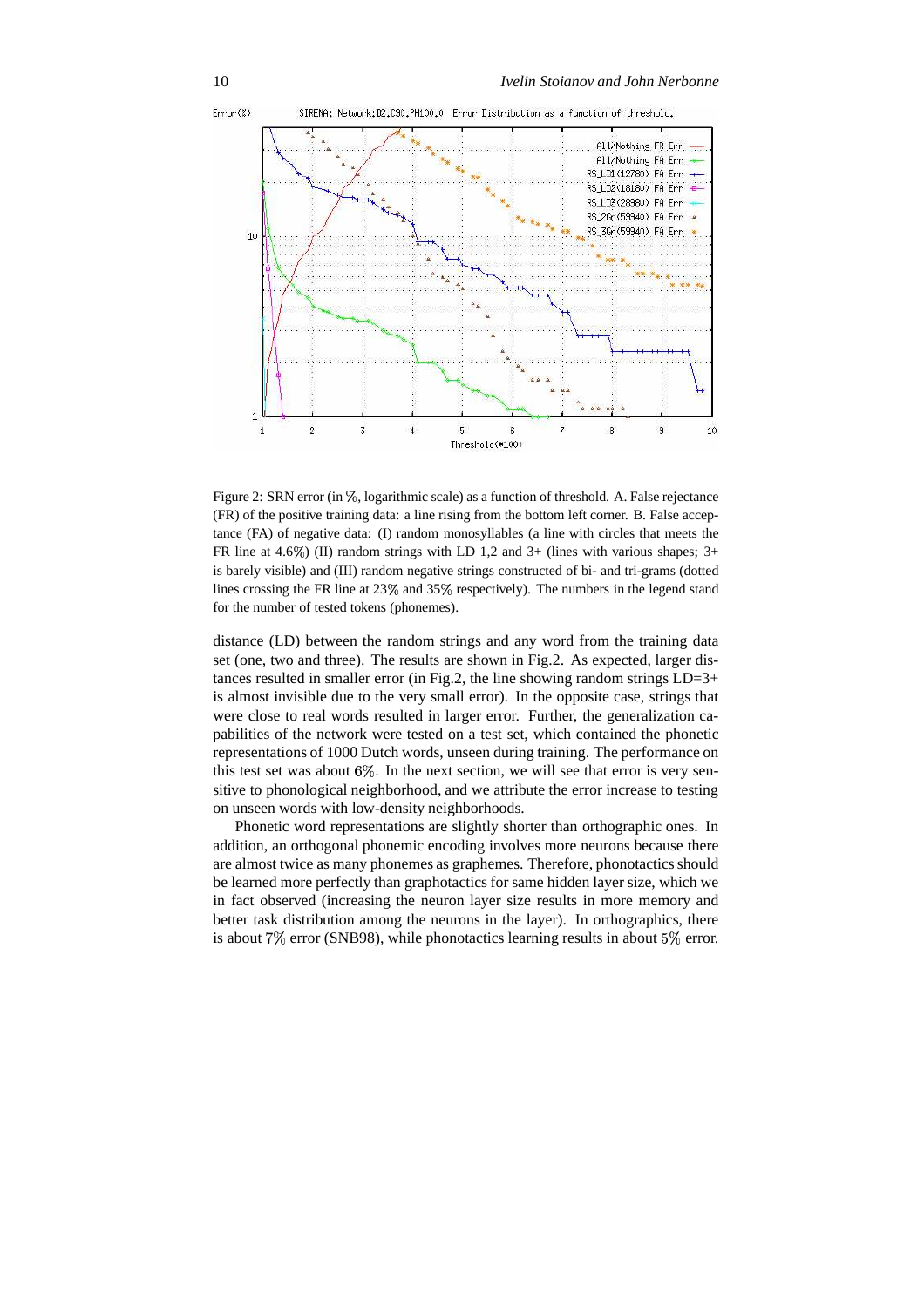Figure 2: SRN error (in %, logarithmic scale) as a function of threshold. A. False rejectance (FR) of the positive training data: a line rising from the bottom left corner. B. False acceptance (FA) of negative data: (I) random monosyllables (a line with circles that meets the FR line at 4.6%) (II) random strings with LD 1,2 and 3+ (lines with various shapes; 3+ is barely visible) and (III) random negative strings constructed of bi- and tri-grams (dotted lines crossing the FR line at 23% and 35% respectively). The numbers in the legend stand for the number of tested tokens (phonemes).

distance (LD) between the random strings and any word from the training data set (one, two and three). The results are shown in Fig.2. As expected, larger distances resulted in smaller error (in Fig.2, the line showing random strings LD=3+ is almost invisible due to the very small error). In the opposite case, strings that were close to real words resulted in larger error. Further, the generalization capabilities of the network were tested on a test set, which contained the phonetic representations of 1000 Dutch words, unseen during training. The performance on this test set was about 6%. In the next section, we will see that error is very sensitive to phonological neighborhood, and we attribute the error increase to testing on unseen words with low-density neighborhoods.

Phonetic word representations are slightly shorter than orthographic ones. In addition, an orthogonal phonemic encoding involves more neurons because there are almost twice as many phonemes as graphemes. Therefore, phonotactics should be learned more perfectly than graphotactics for same hidden layer size, which we in fact observed (increasing the neuron layer size results in more memory and better task distribution among the neurons in the layer). In orthographics, there is about 7% error (SNB98), while phonotactics learning results in about 5% error.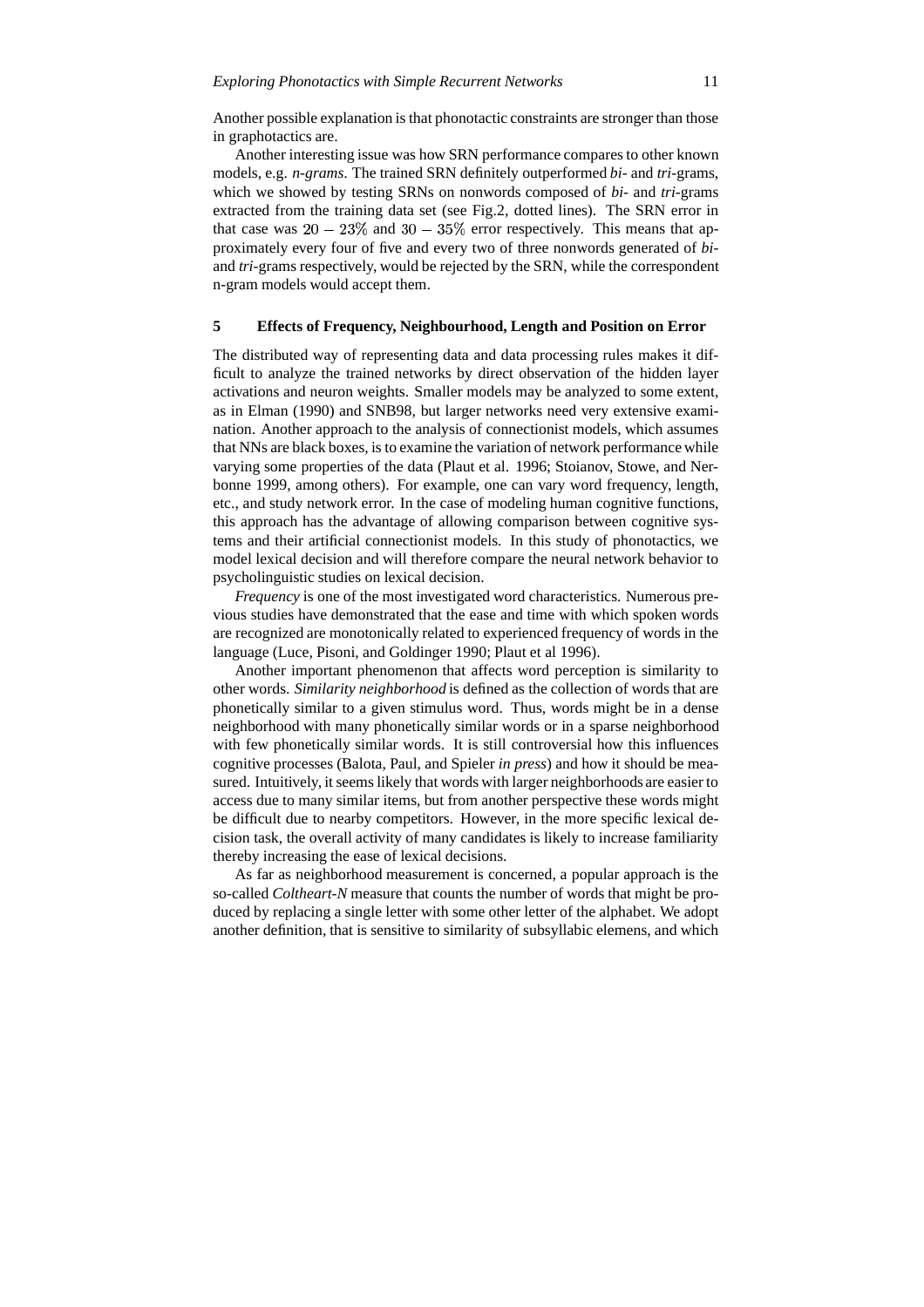Another possible explanation is that phonotactic constraints are stronger than those in graphotactics are.

Another interesting issue was how SRN performance compares to other known models, e.g. *n-grams*. The trained SRN definitely outperformed *bi-* and *tri*-grams, which we showed by testing SRNs on nonwords composed of *bi-* and *tri*-grams extracted from the training data set (see Fig.2, dotted lines). The SRN error in that case was $20 - 23\%$ and $30 - 35\%$ error respectively. This means that approximately every four of five and every two of three nonwords generated of *bi-* and *tri*-grams respectively, would be rejected by the SRN, while the correspondent n-gram models would accept them.

## 5 Effects of Frequency, Neighbourhood, Length and Position on Error

The distributed way of representing data and data processing rules makes it difficult to analyze the trained networks by direct observation of the hidden layer activations and neuron weights. Smaller models may be analyzed to some extent, as in Elman (1990) and SNB98, but larger networks need very extensive examination. Another approach to the analysis of connectionist models, which assumes that NNs are black boxes, is to examine the variation of network performance while varying some properties of the data (Plaut et al. 1996; Stoianov, Stowe, and Nerbonne 1999, among others). For example, one can vary word frequency, length, etc., and study network error. In the case of modeling human cognitive functions, this approach has the advantage of allowing comparison between cognitive systems and their artificial connectionist models. In this study of phonotactics, we model lexical decision and will therefore compare the neural network behavior to psycholinguistic studies on lexical decision.

*Frequency* is one of the most investigated word characteristics. Numerous previous studies have demonstrated that the ease and time with which spoken words are recognized are monotonically related to experienced frequency of words in the language (Luce, Pisoni, and Goldinger 1990; Plaut et al 1996).

Another important phenomenon that affects word perception is similarity to other words. *Similarity neighborhood* is defined as the collection of words that are phonetically similar to a given stimulus word. Thus, words might be in a dense neighborhood with many phonetically similar words or in a sparse neighborhood with few phonetically similar words. It is still controversial how this influences cognitive processes (Balota, Paul, and Spieler *in press*) and how it should be measured. Intuitively, it seems likely that words with larger neighborhoods are easier to access due to many similar items, but from another perspective these words might be difficult due to nearby competitors. However, in the more specific lexical decision task, the overall activity of many candidates is likely to increase familiarity thereby increasing the ease of lexical decisions.

As far as neighborhood measurement is concerned, a popular approach is the so-called *Coltheart-N* measure that counts the number of words that might be produced by replacing a single letter with some other letter of the alphabet. We adopt another definition, that is sensitive to similarity of subsyllabic elemens, and which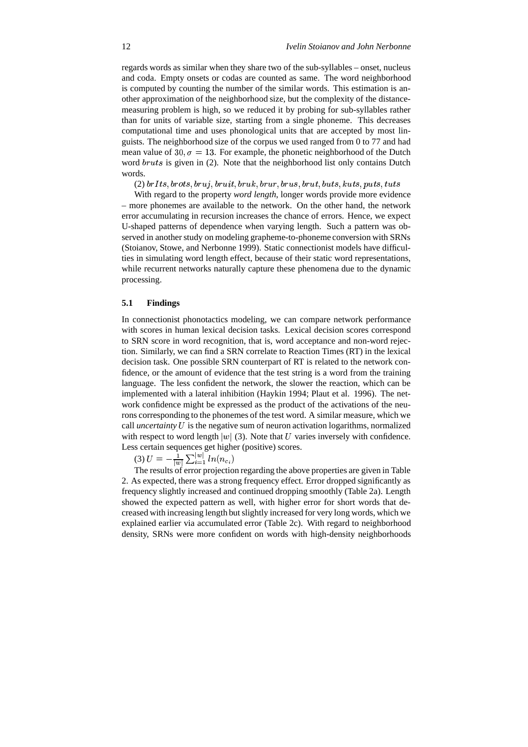regards words as similar when they share two of the sub-syllables – onset, nucleus and coda. Empty onsets or codas are counted as same. The word neighborhood is computed by counting the number of the similar words. This estimation is another approximation of the neighborhood size, but the complexity of the distance-measuring problem is high, so we reduced it by probing for sub-syllables rather than for units of variable size, starting from a single phoneme. This decreases computational time and uses phonological units that are accepted by most linguists. The neighborhood size of the corpus we used ranged from 0 to 77 and had mean value of $30, \sigma = 13$. For example, the phonetic neighborhood of the Dutch word $bruts$ is given in (2). Note that the neighborhood list only contains Dutch words.

(2) $brIts, brots, bruj, bruit, bruk, brur, brus, brut, buts, kuts, puts, tuts$

With regard to the property *word length*, longer words provide more evidence – more phonemes are available to the network. On the other hand, the network error accumulating in recursion increases the chance of errors. Hence, we expect U-shaped patterns of dependence when varying length. Such a pattern was observed in another study on modeling grapheme-to-phoneme conversion with SRNs (Stoianov, Stowe, and Nerbonne 1999). Static connectionist models have difficulties in simulating word length effect, because of their static word representations, while recurrent networks naturally capture these phenomena due to the dynamic processing.

### 5.1 Findings

In connectionist phonotactics modeling, we can compare network performance with scores in human lexical decision tasks. Lexical decision scores correspond to SRN score in word recognition, that is, word acceptance and non-word rejection. Similarly, we can find a SRN correlate to Reaction Times (RT) in the lexical decision task. One possible SRN counterpart of RT is related to the network confidence, or the amount of evidence that the test string is a word from the training language. The less confident the network, the slower the reaction, which can be implemented with a lateral inhibition (Haykin 1994; Plaut et al. 1996). The network confidence might be expressed as the product of the activations of the neurons corresponding to the phonemes of the test word. A similar measure, which we call *uncertainty* $U$ is the negative sum of neuron activation logarithms, normalized with respect to word length $|w|$ (3). Note that $U$ varies inversely with confidence. Less certain sequences get higher (positive) scores.

(3) $U = -\frac{1}{|w|}\sum_{i=1}^{|w|} ln(n_{c_i})$

The results of error projection regarding the above properties are given in Table 2. As expected, there was a strong frequency effect. Error dropped significantly as frequency slightly increased and continued dropping smoothly (Table 2a). Length showed the expected pattern as well, with higher error for short words that decreased with increasing length but slightly increased for very long words, which we explained earlier via accumulated error (Table 2c). With regard to neighborhood density, SRNs were more confident on words with high-density neighborhoods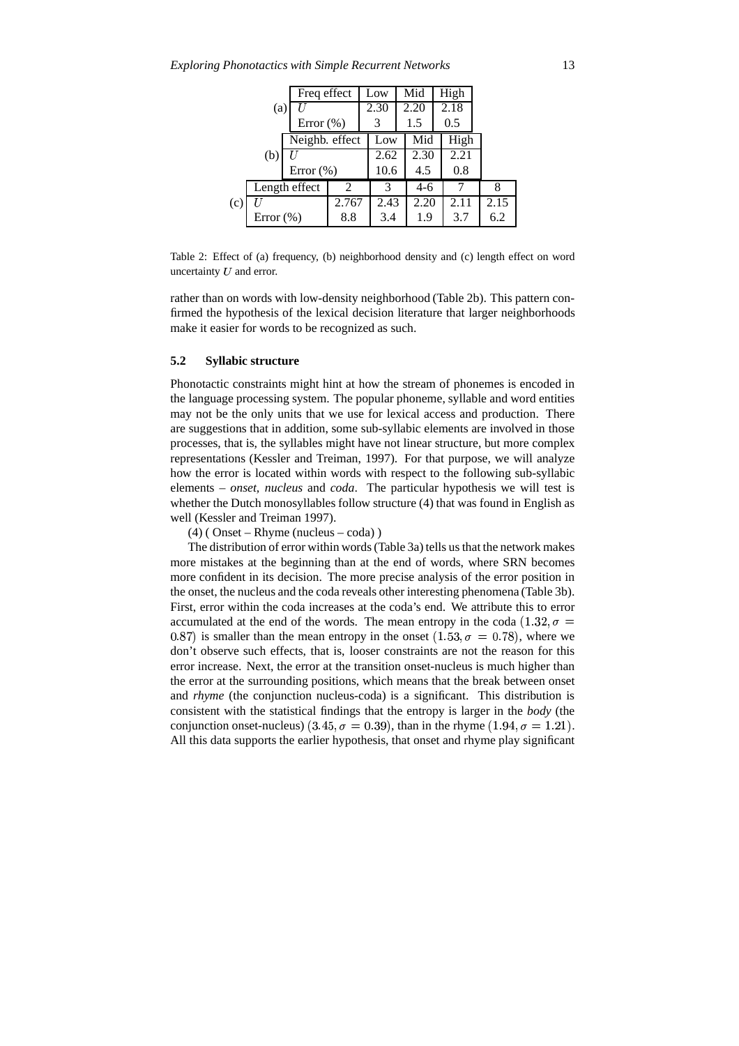(a)

| Freq effect | Low | Mid | High |
| --- | --- | --- | --- |
| $U$ | 2.30 | 2.20 | 2.18 |
| Error (%) | 3 | 1.5 | 0.5 |

(b)

| Neighb. effect | Low | Mid | High |
| --- | --- | --- | --- |
| $U$ | 2.62 | 2.30 | 2.21 |
| Error (%) | 10.6 | 4.5 | 0.8 |

(c)

| Length effect | 2 | 3 | 4-6 | 7 | 8 |
| --- | --- | --- | --- | --- | --- |
| $U$ | 2.767 | 2.43 | 2.20 | 2.11 | 2.15 |
| Error (%) | 8.8 | 3.4 | 1.9 | 3.7 | 6.2 |

Table 2: Effect of (a) frequency, (b) neighborhood density and (c) length effect on word uncertainty $U$ and error.

rather than on words with low-density neighborhood (Table 2b). This pattern confirmed the hypothesis of the lexical decision literature that larger neighborhoods make it easier for words to be recognized as such.

### 5.2 Syllabic structure

Phonotactic constraints might hint at how the stream of phonemes is encoded in the language processing system. The popular phoneme, syllable and word entities may not be the only units that we use for lexical access and production. There are suggestions that in addition, some sub-syllabic elements are involved in those processes, that is, the syllables might have not linear structure, but more complex representations (Kessler and Treiman, 1997). For that purpose, we will analyze how the error is located within words with respect to the following sub-syllabic elements – *onset, nucleus* and *coda*. The particular hypothesis we will test is whether the Dutch monosyllables follow structure (4) that was found in English as well (Kessler and Treiman 1997).

(4) ( Onset – Rhyme (nucleus – coda) )

The distribution of error within words (Table 3a) tells us that the network makes more mistakes at the beginning than at the end of words, where SRN becomes more confident in its decision. The more precise analysis of the error position in the onset, the nucleus and the coda reveals other interesting phenomena (Table 3b). First, error within the coda increases at the coda's end. We attribute this to error accumulated at the end of the words. The mean entropy in the coda $(1.32, \sigma = 0.87)$ is smaller than the mean entropy in the onset $(1.53, \sigma = 0.78)$, where we don't observe such effects, that is, looser constraints are not the reason for this error increase. Next, the error at the transition onset-nucleus is much higher than the error at the surrounding positions, which means that the break between onset and *rhyme* (the conjunction nucleus-coda) is a significant. This distribution is consistent with the statistical findings that the entropy is larger in the *body* (the conjunction onset-nucleus) $(3.45, \sigma = 0.39)$, than in the rhyme $(1.94, \sigma = 1.21)$. All this data supports the earlier hypothesis, that onset and rhyme play significant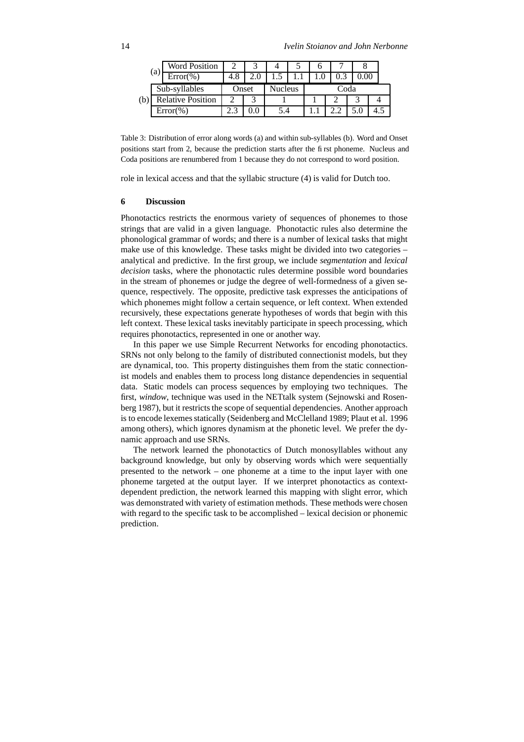| (a) | Word Position | 2 | 3 | 4 | 5 | 6 | 7 | 8 |
|---|---|---|---|---|---|---|---|---|
| | Error(%) | 4.8 | 2.0 | 1.5 | 1.1 | 1.0 | 0.3 | 0.00 |

| (b) | Sub-syllables | Onset | | Nucleus | Coda | | | |
|---|---|---|---|---|---|---|---|---|
| | Relative Position | 2 | 3 | 1 | 1 | 2 | 3 | 4 |
| | Error(%) | 2.3 | 0.0 | 5.4 | 1.1 | 2.2 | 5.0 | 4.5 |

Table 3: Distribution of error along words (a) and within sub-syllables (b). Word and Onset positions start from 2, because the prediction starts after the first phoneme. Nucleus and Coda positions are renumbered from 1 because they do not correspond to word position.

role in lexical access and that the syllabic structure (4) is valid for Dutch too.

## 6 Discussion

Phonotactics restricts the enormous variety of sequences of phonemes to those strings that are valid in a given language. Phonotactic rules also determine the phonological grammar of words; and there is a number of lexical tasks that might make use of this knowledge. These tasks might be divided into two categories – analytical and predictive. In the first group, we include *segmentation* and *lexical decision* tasks, where the phonotactic rules determine possible word boundaries in the stream of phonemes or judge the degree of well-formedness of a given sequence, respectively. The opposite, predictive task expresses the anticipations of which phonemes might follow a certain sequence, or left context. When extended recursively, these expectations generate hypotheses of words that begin with this left context. These lexical tasks inevitably participate in speech processing, which requires phonotactics, represented in one or another way.

In this paper we use Simple Recurrent Networks for encoding phonotactics. SRNs not only belong to the family of distributed connectionist models, but they are dynamical, too. This property distinguishes them from the static connectionist models and enables them to process long distance dependencies in sequential data. Static models can process sequences by employing two techniques. The first, *window*, technique was used in the NETtalk system (Sejnowski and Rosenberg 1987), but it restricts the scope of sequential dependencies. Another approach is to encode lexemes statically (Seidenberg and McClelland 1989; Plaut et al. 1996 among others), which ignores dynamism at the phonetic level. We prefer the dynamic approach and use SRNs.

The network learned the phonotactics of Dutch monosyllables without any background knowledge, but only by observing words which were sequentially presented to the network – one phoneme at a time to the input layer with one phoneme targeted at the output layer. If we interpret phonotactics as context-dependent prediction, the network learned this mapping with slight error, which was demonstrated with variety of estimation methods. These methods were chosen with regard to the specific task to be accomplished – lexical decision or phonemic prediction.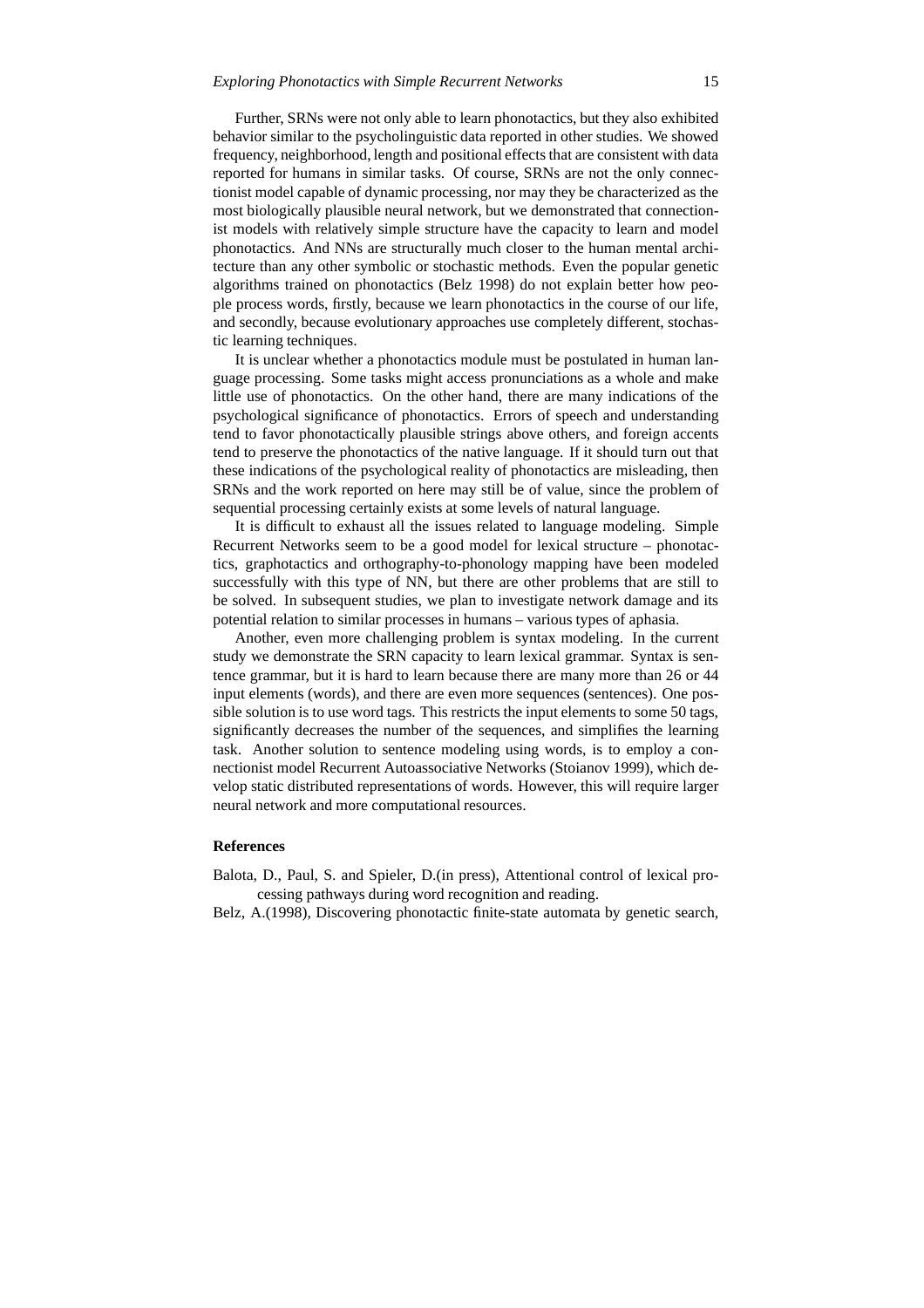Further, SRNs were not only able to learn phonotactics, but they also exhibited behavior similar to the psycholinguistic data reported in other studies. We showed frequency, neighborhood, length and positional effects that are consistent with data reported for humans in similar tasks. Of course, SRNs are not the only connectionist model capable of dynamic processing, nor may they be characterized as the most biologically plausible neural network, but we demonstrated that connectionist models with relatively simple structure have the capacity to learn and model phonotactics. And NNs are structurally much closer to the human mental architecture than any other symbolic or stochastic methods. Even the popular genetic algorithms trained on phonotactics (Belz 1998) do not explain better how people process words, firstly, because we learn phonotactics in the course of our life, and secondly, because evolutionary approaches use completely different, stochastic learning techniques.

It is unclear whether a phonotactics module must be postulated in human language processing. Some tasks might access pronunciations as a whole and make little use of phonotactics. On the other hand, there are many indications of the psychological significance of phonotactics. Errors of speech and understanding tend to favor phonotactically plausible strings above others, and foreign accents tend to preserve the phonotactics of the native language. If it should turn out that these indications of the psychological reality of phonotactics are misleading, then SRNs and the work reported on here may still be of value, since the problem of sequential processing certainly exists at some levels of natural language.

It is difficult to exhaust all the issues related to language modeling. Simple Recurrent Networks seem to be a good model for lexical structure – phonotactics, graphotactics and orthography-to-phonology mapping have been modeled successfully with this type of NN, but there are other problems that are still to be solved. In subsequent studies, we plan to investigate network damage and its potential relation to similar processes in humans – various types of aphasia.

Another, even more challenging problem is syntax modeling. In the current study we demonstrate the SRN capacity to learn lexical grammar. Syntax is sentence grammar, but it is hard to learn because there are many more than 26 or 44 input elements (words), and there are even more sequences (sentences). One possible solution is to use word tags. This restricts the input elements to some 50 tags, significantly decreases the number of the sequences, and simplifies the learning task. Another solution to sentence modeling using words, is to employ a connectionist model Recurrent Autoassociative Networks (Stoianov 1999), which develop static distributed representations of words. However, this will require larger neural network and more computational resources.

**References**

Balota, D., Paul, S. and Spieler, D.(in press), Attentional control of lexical processing pathways during word recognition and reading.

Belz, A.(1998), Discovering phonotactic finite-state automata by genetic search,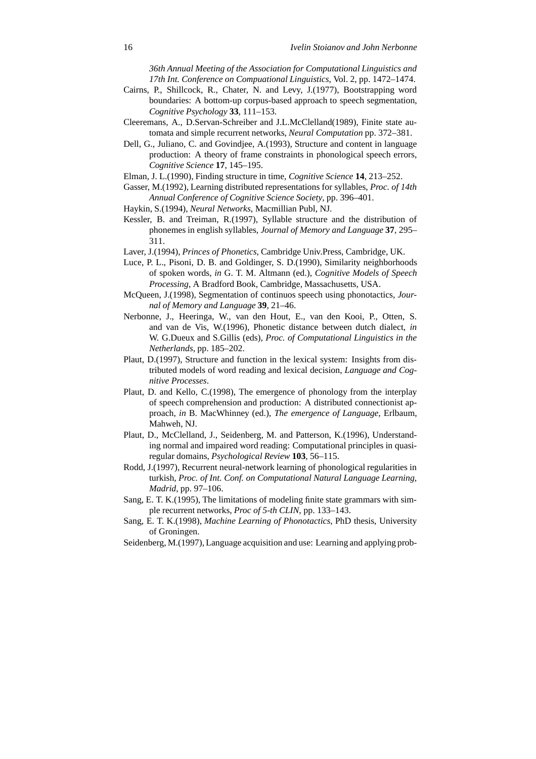*36th Annual Meeting of the Association for Computational Linguistics and 17th Int. Conference on Compuational Linguistics*, Vol. 2, pp. 1472–1474.

Cairns, P., Shillcock, R., Chater, N. and Levy, J.(1977), Bootstrapping word boundaries: A bottom-up corpus-based approach to speech segmentation, *Cognitive Psychology* **33**, 111–153.

Cleeremans, A., D.Servan-Schreiber and J.L.McClelland(1989), Finite state automata and simple recurrent networks, *Neural Computation* pp. 372–381.

Dell, G., Juliano, C. and Govindjee, A.(1993), Structure and content in language production: A theory of frame constraints in phonological speech errors, *Cognitive Science* **17**, 145–195.

Elman, J. L.(1990), Finding structure in time, *Cognitive Science* **14**, 213–252.

Gasser, M.(1992), Learning distributed representations for syllables, *Proc. of 14th Annual Conference of Cognitive Science Society*, pp. 396–401.

Haykin, S.(1994), *Neural Networks*, Macmillian Publ, NJ.

Kessler, B. and Treiman, R.(1997), Syllable structure and the distribution of phonemes in english syllables, *Journal of Memory and Language* **37**, 295–311.

Laver, J.(1994), *Princes of Phonetics*, Cambridge Univ.Press, Cambridge, UK.

Luce, P. L., Pisoni, D. B. and Goldinger, S. D.(1990), Similarity neighborhoods of spoken words, *in* G. T. M. Altmann (ed.), *Cognitive Models of Speech Processing*, A Bradford Book, Cambridge, Massachusetts, USA.

McQueen, J.(1998), Segmentation of continuos speech using phonotactics, *Journal of Memory and Language* **39**, 21–46.

Nerbonne, J., Heeringa, W., van den Hout, E., van den Kooi, P., Otten, S. and van de Vis, W.(1996), Phonetic distance between dutch dialect, *in* W. G.Dueux and S.Gillis (eds), *Proc. of Computational Linguistics in the Netherlands*, pp. 185–202.

Plaut, D.(1997), Structure and function in the lexical system: Insights from distributed models of word reading and lexical decision, *Language and Cognitive Processes*.

Plaut, D. and Kello, C.(1998), The emergence of phonology from the interplay of speech comprehension and production: A distributed connectionist approach, *in* B. MacWhinney (ed.), *The emergence of Language*, Erlbaum, Mahweh, NJ.

Plaut, D., McClelland, J., Seidenberg, M. and Patterson, K.(1996), Understanding normal and impaired word reading: Computational principles in quasi-regular domains, *Psychological Review* **103**, 56–115.

Rodd, J.(1997), Recurrent neural-network learning of phonological regularities in turkish, *Proc. of Int. Conf. on Computational Natural Language Learning, Madrid*, pp. 97–106.

Sang, E. T. K.(1995), The limitations of modeling finite state grammars with simple recurrent networks, *Proc of 5-th CLIN*, pp. 133–143.

Sang, E. T. K.(1998), *Machine Learning of Phonotactics*, PhD thesis, University of Groningen.

Seidenberg, M.(1997), Language acquisition and use: Learning and applying prob-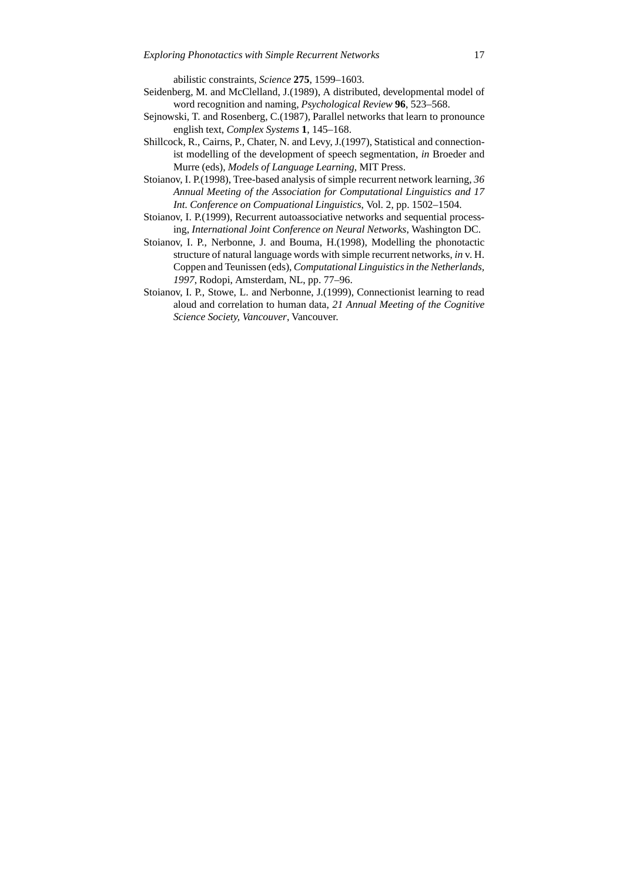abilistic constraints, *Science* **275**, 1599–1603.

Seidenberg, M. and McClelland, J.(1989), A distributed, developmental model of word recognition and naming, *Psychological Review* **96**, 523–568.

Sejnowski, T. and Rosenberg, C.(1987), Parallel networks that learn to pronounce english text, *Complex Systems* **1**, 145–168.

Shillcock, R., Cairns, P., Chater, N. and Levy, J.(1997), Statistical and connectionist modelling of the development of speech segmentation, *in* Broeder and Murre (eds), *Models of Language Learning*, MIT Press.

Stoianov, I. P.(1998), Tree-based analysis of simple recurrent network learning, *36 Annual Meeting of the Association for Computational Linguistics and 17 Int. Conference on Compuational Linguistics*, Vol. 2, pp. 1502–1504.

Stoianov, I. P.(1999), Recurrent autoassociative networks and sequential processing, *International Joint Conference on Neural Networks*, Washington DC.

Stoianov, I. P., Nerbonne, J. and Bouma, H.(1998), Modelling the phonotactic structure of natural language words with simple recurrent networks, *in* v. H. Coppen and Teunissen (eds), *Computational Linguistics in the Netherlands, 1997*, Rodopi, Amsterdam, NL, pp. 77–96.

Stoianov, I. P., Stowe, L. and Nerbonne, J.(1999), Connectionist learning to read aloud and correlation to human data, *21 Annual Meeting of the Cognitive Science Society, Vancouver*, Vancouver.